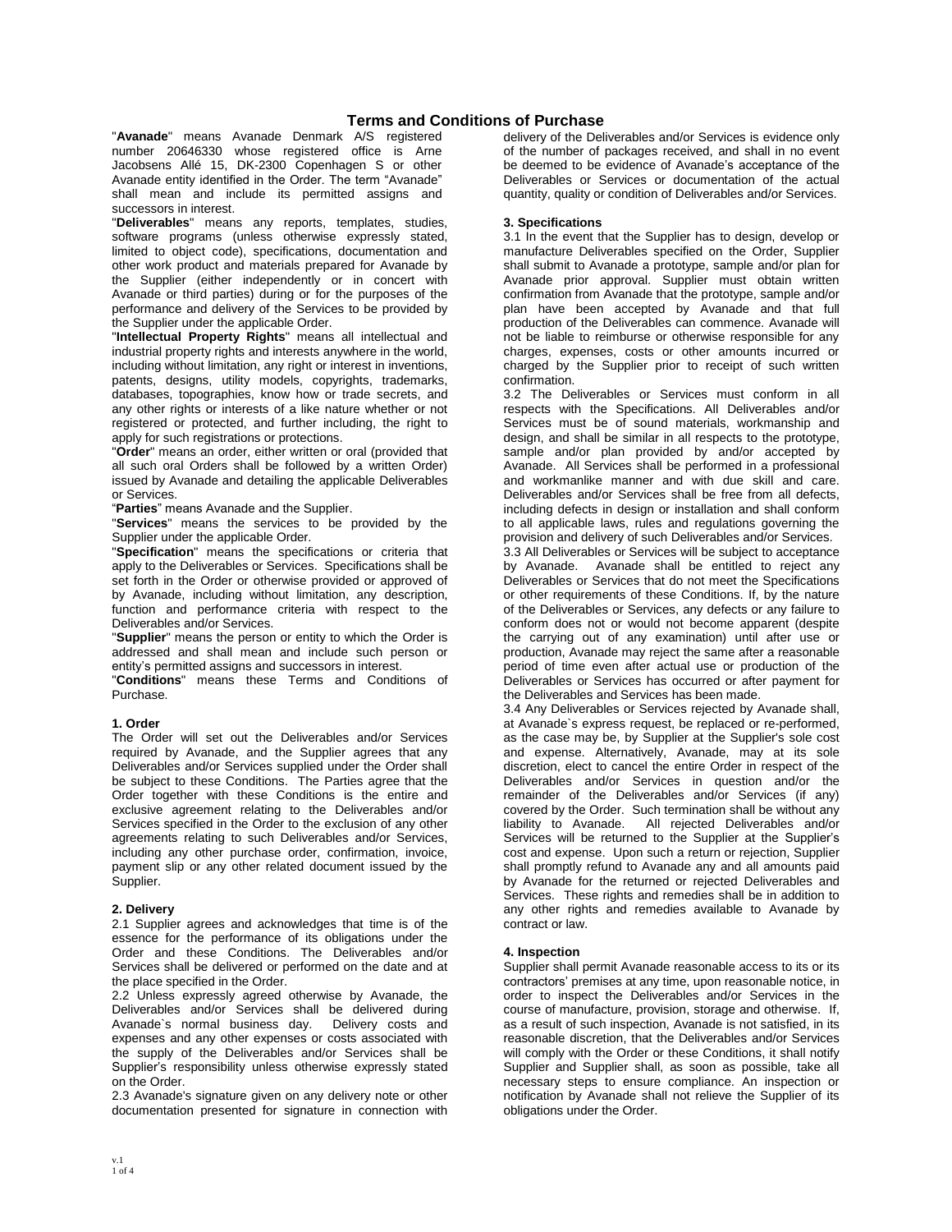# Terms and Conditions of Purchase

"**Avanade**" means Avanade Denmark A/S registered number 20646330 whose registered office is Arne Jacobsens Allé 15, DK-2300 Copenhagen S or other Avanade entity identified in the Order. The term "Avanade" shall mean and include its permitted assigns and successors in interest.

"**Deliverables**" means any reports, templates, studies, software programs (unless otherwise expressly stated, limited to object code), specifications, documentation and other work product and materials prepared for Avanade by the Supplier (either independently or in concert with Avanade or third parties) during or for the purposes of the performance and delivery of the Services to be provided by the Supplier under the applicable Order.

"**Intellectual Property Rights**" means all intellectual and industrial property rights and interests anywhere in the world, including without limitation, any right or interest in inventions, patents, designs, utility models, copyrights, trademarks, databases, topographies, know how or trade secrets, and any other rights or interests of a like nature whether or not registered or protected, and further including, the right to apply for such registrations or protections.

"**Order**" means an order, either written or oral (provided that all such oral Orders shall be followed by a written Order) issued by Avanade and detailing the applicable Deliverables or Services.

"**Parties**" means Avanade and the Supplier.

"**Services**" means the services to be provided by the Supplier under the applicable Order.

"**Specification**" means the specifications or criteria that apply to the Deliverables or Services. Specifications shall be set forth in the Order or otherwise provided or approved of by Avanade, including without limitation, any description, function and performance criteria with respect to the Deliverables and/or Services.

"**Supplier**" means the person or entity to which the Order is addressed and shall mean and include such person or entity's permitted assigns and successors in interest.

"**Conditions**" means these Terms and Conditions of Purchase.

### 1. Order

The Order will set out the Deliverables and/or Services required by Avanade, and the Supplier agrees that any Deliverables and/or Services supplied under the Order shall be subject to these Conditions. The Parties agree that the Order together with these Conditions is the entire and exclusive agreement relating to the Deliverables and/or Services specified in the Order to the exclusion of any other agreements relating to such Deliverables and/or Services, including any other purchase order, confirmation, invoice, payment slip or any other related document issued by the Supplier.

### 2. Delivery

2.1 Supplier agrees and acknowledges that time is of the essence for the performance of its obligations under the Order and these Conditions. The Deliverables and/or Services shall be delivered or performed on the date and at the place specified in the Order.

2.2 Unless expressly agreed otherwise by Avanade, the Deliverables and/or Services shall be delivered during Avanade`s normal business day. Delivery costs and expenses and any other expenses or costs associated with the supply of the Deliverables and/or Services shall be Supplier's responsibility unless otherwise expressly stated on the Order.

2.3 Avanade's signature given on any delivery note or other documentation presented for signature in connection with delivery of the Deliverables and/or Services is evidence only of the number of packages received, and shall in no event be deemed to be evidence of Avanade's acceptance of the Deliverables or Services or documentation of the actual quantity, quality or condition of Deliverables and/or Services.

### 3. Specifications

3.1 In the event that the Supplier has to design, develop or manufacture Deliverables specified on the Order, Supplier shall submit to Avanade a prototype, sample and/or plan for Avanade prior approval. Supplier must obtain written confirmation from Avanade that the prototype, sample and/or plan have been accepted by Avanade and that full production of the Deliverables can commence. Avanade will not be liable to reimburse or otherwise responsible for any charges, expenses, costs or other amounts incurred or charged by the Supplier prior to receipt of such written confirmation.

3.2 The Deliverables or Services must conform in all respects with the Specifications. All Deliverables and/or Services must be of sound materials, workmanship and design, and shall be similar in all respects to the prototype, sample and/or plan provided by and/or accepted by Avanade. All Services shall be performed in a professional and workmanlike manner and with due skill and care. Deliverables and/or Services shall be free from all defects, including defects in design or installation and shall conform to all applicable laws, rules and regulations governing the provision and delivery of such Deliverables and/or Services.

3.3 All Deliverables or Services will be subject to acceptance by Avanade. Avanade shall be entitled to reject any Deliverables or Services that do not meet the Specifications or other requirements of these Conditions. If, by the nature of the Deliverables or Services, any defects or any failure to conform does not or would not become apparent (despite the carrying out of any examination) until after use or production, Avanade may reject the same after a reasonable period of time even after actual use or production of the Deliverables or Services has occurred or after payment for the Deliverables and Services has been made.

3.4 Any Deliverables or Services rejected by Avanade shall, at Avanade`s express request, be replaced or re-performed, as the case may be, by Supplier at the Supplier's sole cost and expense. Alternatively, Avanade, may at its sole discretion, elect to cancel the entire Order in respect of the Deliverables and/or Services in question and/or the remainder of the Deliverables and/or Services (if any) covered by the Order. Such termination shall be without any liability to Avanade. All rejected Deliverables and/or Services will be returned to the Supplier at the Supplier's cost and expense. Upon such a return or rejection, Supplier shall promptly refund to Avanade any and all amounts paid by Avanade for the returned or rejected Deliverables and Services. These rights and remedies shall be in addition to any other rights and remedies available to Avanade by contract or law.

### 4. Inspection

Supplier shall permit Avanade reasonable access to its or its contractors' premises at any time, upon reasonable notice, in order to inspect the Deliverables and/or Services in the course of manufacture, provision, storage and otherwise. If, as a result of such inspection, Avanade is not satisfied, in its reasonable discretion, that the Deliverables and/or Services will comply with the Order or these Conditions, it shall notify Supplier and Supplier shall, as soon as possible, take all necessary steps to ensure compliance. An inspection or notification by Avanade shall not relieve the Supplier of its obligations under the Order.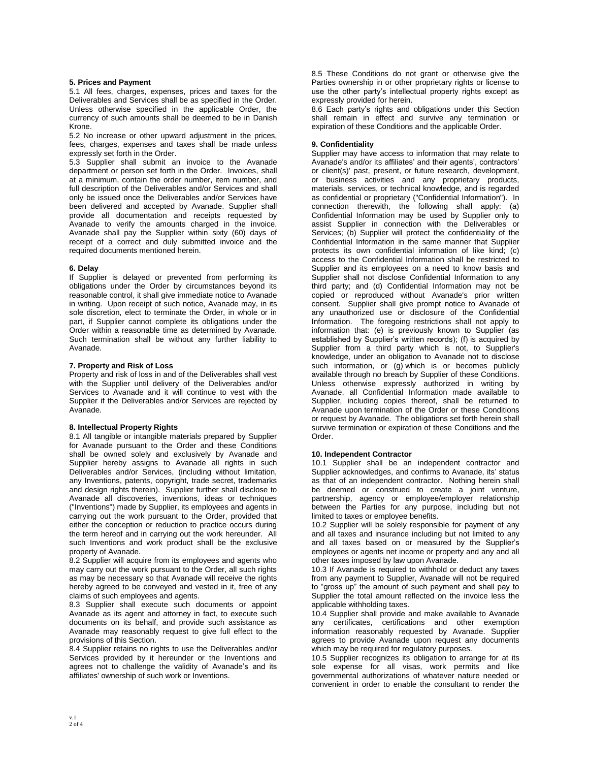### 5. Prices and Payment

5.1 All fees, charges, expenses, prices and taxes for the Deliverables and Services shall be as specified in the Order. Unless otherwise specified in the applicable Order, the currency of such amounts shall be deemed to be in Danish Krone.

5.2 No increase or other upward adjustment in the prices, fees, charges, expenses and taxes shall be made unless expressly set forth in the Order.

5.3 Supplier shall submit an invoice to the Avanade department or person set forth in the Order. Invoices, shall at a minimum, contain the order number, item number, and full description of the Deliverables and/or Services and shall only be issued once the Deliverables and/or Services have been delivered and accepted by Avanade. Supplier shall provide all documentation and receipts requested by Avanade to verify the amounts charged in the invoice. Avanade shall pay the Supplier within sixty (60) days of receipt of a correct and duly submitted invoice and the required documents mentioned herein.

### 6. Delay

If Supplier is delayed or prevented from performing its obligations under the Order by circumstances beyond its reasonable control, it shall give immediate notice to Avanade in writing. Upon receipt of such notice, Avanade may, in its sole discretion, elect to terminate the Order, in whole or in part, if Supplier cannot complete its obligations under the Order within a reasonable time as determined by Avanade. Such termination shall be without any further liability to Avanade.

### 7. Property and Risk of Loss

Property and risk of loss in and of the Deliverables shall vest with the Supplier until delivery of the Deliverables and/or Services to Avanade and it will continue to vest with the Supplier if the Deliverables and/or Services are rejected by Avanade.

### 8. Intellectual Property Rights

8.1 All tangible or intangible materials prepared by Supplier for Avanade pursuant to the Order and these Conditions shall be owned solely and exclusively by Avanade and Supplier hereby assigns to Avanade all rights in such Deliverables and/or Services, (including without limitation, any Inventions, patents, copyright, trade secret, trademarks and design rights therein). Supplier further shall disclose to Avanade all discoveries, inventions, ideas or techniques ("Inventions") made by Supplier, its employees and agents in carrying out the work pursuant to the Order, provided that either the conception or reduction to practice occurs during the term hereof and in carrying out the work hereunder. All such Inventions and work product shall be the exclusive property of Avanade.

8.2 Supplier will acquire from its employees and agents who may carry out the work pursuant to the Order, all such rights as may be necessary so that Avanade will receive the rights hereby agreed to be conveyed and vested in it, free of any claims of such employees and agents.

8.3 Supplier shall execute such documents or appoint Avanade as its agent and attorney in fact, to execute such documents on its behalf, and provide such assistance as Avanade may reasonably request to give full effect to the provisions of this Section.

8.4 Supplier retains no rights to use the Deliverables and/or Services provided by it hereunder or the Inventions and agrees not to challenge the validity of Avanade's and its affiliates' ownership of such work or Inventions.

8.5 These Conditions do not grant or otherwise give the Parties ownership in or other proprietary rights or license to use the other party's intellectual property rights except as expressly provided for herein.

8.6 Each party's rights and obligations under this Section shall remain in effect and survive any termination or expiration of these Conditions and the applicable Order.

### 9. Confidentiality

Supplier may have access to information that may relate to Avanade's and/or its affiliates' and their agents', contractors' or client(s)' past, present, or future research, development, or business activities and any proprietary products, materials, services, or technical knowledge, and is regarded as confidential or proprietary ("Confidential Information"). In connection therewith, the following shall apply: (a) Confidential Information may be used by Supplier only to assist Supplier in connection with the Deliverables or Services; (b) Supplier will protect the confidentiality of the Confidential Information in the same manner that Supplier protects its own confidential information of like kind; (c) access to the Confidential Information shall be restricted to Supplier and its employees on a need to know basis and Supplier shall not disclose Confidential Information to any third party; and (d) Confidential Information may not be copied or reproduced without Avanade's prior written consent. Supplier shall give prompt notice to Avanade of any unauthorized use or disclosure of the Confidential Information. The foregoing restrictions shall not apply to information that: (e) is previously known to Supplier (as established by Supplier's written records); (f) is acquired by Supplier from a third party which is not, to Supplier's knowledge, under an obligation to Avanade not to disclose such information, or (g) which is or becomes publicly available through no breach by Supplier of these Conditions. Unless otherwise expressly authorized in writing by Avanade, all Confidential Information made available to Supplier, including copies thereof, shall be returned to Avanade upon termination of the Order or these Conditions or request by Avanade. The obligations set forth herein shall survive termination or expiration of these Conditions and the Order.

### 10. Independent Contractor

10.1 Supplier shall be an independent contractor and Supplier acknowledges, and confirms to Avanade, its' status as that of an independent contractor. Nothing herein shall be deemed or construed to create a joint venture, partnership, agency or employee/employer relationship between the Parties for any purpose, including but not limited to taxes or employee benefits.

10.2 Supplier will be solely responsible for payment of any and all taxes and insurance including but not limited to any and all taxes based on or measured by the Supplier's employees or agents net income or property and any and all other taxes imposed by law upon Avanade.

10.3 If Avanade is required to withhold or deduct any taxes from any payment to Supplier, Avanade will not be required to "gross up" the amount of such payment and shall pay to Supplier the total amount reflected on the invoice less the applicable withholding taxes.

10.4 Supplier shall provide and make available to Avanade any certificates, certifications and other exemption information reasonably requested by Avanade. Supplier agrees to provide Avanade upon request any documents which may be required for regulatory purposes.

10.5 Supplier recognizes its obligation to arrange for at its sole expense for all visas, work permits and like governmental authorizations of whatever nature needed or convenient in order to enable the consultant to render the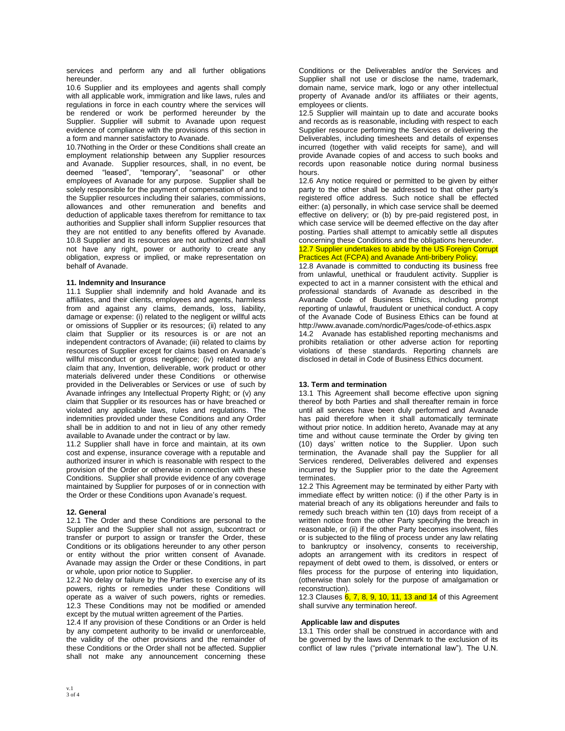services and perform any and all further obligations hereunder.

10.6 Supplier and its employees and agents shall comply with all applicable work, immigration and like laws, rules and regulations in force in each country where the services will be rendered or work be performed hereunder by the Supplier. Supplier will submit to Avanade upon request evidence of compliance with the provisions of this section in a form and manner satisfactory to Avanade.

10.7Nothing in the Order or these Conditions shall create an employment relationship between any Supplier resources and Avanade. Supplier resources, shall, in no event, be deemed "leased", "temporary", "seasonal" or other employees of Avanade for any purpose. Supplier shall be solely responsible for the payment of compensation of and to the Supplier resources including their salaries, commissions, allowances and other remuneration and benefits and deduction of applicable taxes therefrom for remittance to tax authorities and Supplier shall inform Supplier resources that they are not entitled to any benefits offered by Avanade.

10.8 Supplier and its resources are not authorized and shall not have any right, power or authority to create any obligation, express or implied, or make representation on behalf of Avanade.

**11. Indemnity and Insurance**

11.1 Supplier shall indemnify and hold Avanade and its affiliates, and their clients, employees and agents, harmless from and against any claims, demands, loss, liability, damage or expense: (i) related to the negligent or willful acts or omissions of Supplier or its resources; (ii) related to any claim that Supplier or its resources is or are not an independent contractors of Avanade; (iii) related to claims by resources of Supplier except for claims based on Avanade's willful misconduct or gross negligence; (iv) related to any claim that any, Invention, deliverable, work product or other materials delivered under these Conditions or otherwise provided in the Deliverables or Services or use of such by Avanade infringes any Intellectual Property Right; or (v) any claim that Supplier or its resources has or have breached or violated any applicable laws, rules and regulations. The indemnities provided under these Conditions and any Order shall be in addition to and not in lieu of any other remedy available to Avanade under the contract or by law.

11.2 Supplier shall have in force and maintain, at its own cost and expense, insurance coverage with a reputable and authorized insurer in which is reasonable with respect to the provision of the Order or otherwise in connection with these Conditions. Supplier shall provide evidence of any coverage maintained by Supplier for purposes of or in connection with the Order or these Conditions upon Avanade's request.

**12. General**

12.1 The Order and these Conditions are personal to the Supplier and the Supplier shall not assign, subcontract or transfer or purport to assign or transfer the Order, these Conditions or its obligations hereunder to any other person or entity without the prior written consent of Avanade. Avanade may assign the Order or these Conditions, in part or whole, upon prior notice to Supplier.

12.2 No delay or failure by the Parties to exercise any of its powers, rights or remedies under these Conditions will operate as a waiver of such powers, rights or remedies.

12.3 These Conditions may not be modified or amended except by the mutual written agreement of the Parties.

12.4 If any provision of these Conditions or an Order is held by any competent authority to be invalid or unenforceable, the validity of the other provisions and the remainder of these Conditions or the Order shall not be affected. Supplier shall not make any announcement concerning these Conditions or the Deliverables and/or the Services and Supplier shall not use or disclose the name, trademark, domain name, service mark, logo or any other intellectual property of Avanade and/or its affiliates or their agents, employees or clients.

12.5 Supplier will maintain up to date and accurate books and records as is reasonable, including with respect to each Supplier resource performing the Services or delivering the Deliverables, including timesheets and details of expenses incurred (together with valid receipts for same), and will provide Avanade copies of and access to such books and records upon reasonable notice during normal business hours.

12.6 Any notice required or permitted to be given by either party to the other shall be addressed to that other party's registered office address. Such notice shall be effected either: (a) personally, in which case service shall be deemed effective on delivery; or (b) by pre-paid registered post, in which case service will be deemed effective on the day after posting. Parties shall attempt to amicably settle all disputes concerning these Conditions and the obligations hereunder.

12.7 Supplier undertakes to abide by the US Foreign Corrupt Practices Act (FCPA) and Avanade Anti-bribery Policy.

12.8 Avanade is committed to conducting its business free from unlawful, unethical or fraudulent activity. Supplier is expected to act in a manner consistent with the ethical and professional standards of Avanade as described in the Avanade Code of Business Ethics, including prompt reporting of unlawful, fraudulent or unethical conduct. A copy of the Avanade Code of Business Ethics can be found at http://www.avanade.com/nordic/Pages/code-of-ethics.aspx

14.2 Avanade has established reporting mechanisms and prohibits retaliation or other adverse action for reporting violations of these standards. Reporting channels are disclosed in detail in Code of Business Ethics document.

**13. Term and termination**

13.1 This Agreement shall become effective upon signing thereof by both Parties and shall thereafter remain in force until all services have been duly performed and Avanade has paid therefore when it shall automatically terminate without prior notice. In addition hereto, Avanade may at any time and without cause terminate the Order by giving ten (10) days' written notice to the Supplier. Upon such termination, the Avanade shall pay the Supplier for all Services rendered, Deliverables delivered and expenses incurred by the Supplier prior to the date the Agreement terminates.

12.2 This Agreement may be terminated by either Party with immediate effect by written notice: (i) if the other Party is in material breach of any its obligations hereunder and fails to remedy such breach within ten (10) days from receipt of a written notice from the other Party specifying the breach in reasonable, or (ii) if the other Party becomes insolvent, files or is subjected to the filing of process under any law relating to bankruptcy or insolvency, consents to receivership, adopts an arrangement with its creditors in respect of repayment of debt owed to them, is dissolved, or enters or files process for the purpose of entering into liquidation, (otherwise than solely for the purpose of amalgamation or reconstruction).

12.3 Clauses 6, 7, 8, 9, 10, 11, 13 and 14 of this Agreement shall survive any termination hereof.

**Applicable law and disputes**

13.1 This order shall be construed in accordance with and be governed by the laws of Denmark to the exclusion of its conflict of law rules ("private international law"). The U.N.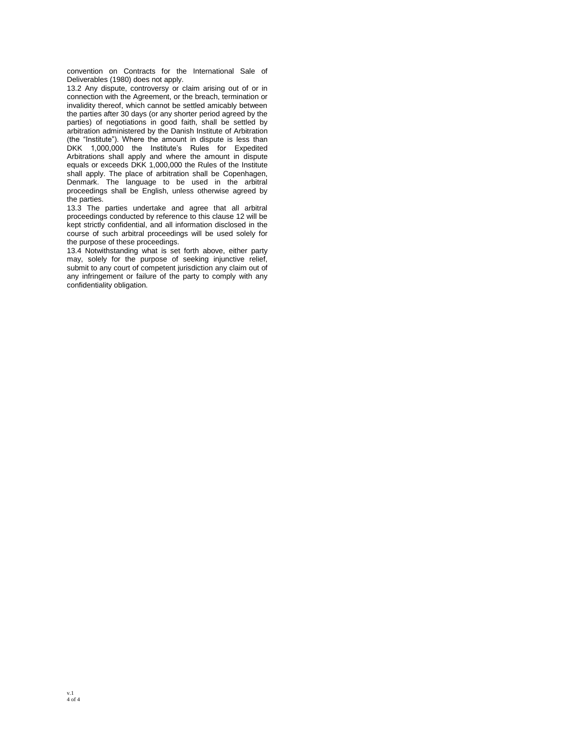convention on Contracts for the International Sale of Deliverables (1980) does not apply.

13.2 Any dispute, controversy or claim arising out of or in connection with the Agreement, or the breach, termination or invalidity thereof, which cannot be settled amicably between the parties after 30 days (or any shorter period agreed by the parties) of negotiations in good faith, shall be settled by arbitration administered by the Danish Institute of Arbitration (the "Institute"). Where the amount in dispute is less than DKK 1,000,000 the Institute's Rules for Expedited Arbitrations shall apply and where the amount in dispute equals or exceeds DKK 1,000,000 the Rules of the Institute shall apply. The place of arbitration shall be Copenhagen, Denmark. The language to be used in the arbitral proceedings shall be English, unless otherwise agreed by the parties.

13.3 The parties undertake and agree that all arbitral proceedings conducted by reference to this clause 12 will be kept strictly confidential, and all information disclosed in the course of such arbitral proceedings will be used solely for the purpose of these proceedings.

13.4 Notwithstanding what is set forth above, either party may, solely for the purpose of seeking injunctive relief, submit to any court of competent jurisdiction any claim out of any infringement or failure of the party to comply with any confidentiality obligation.

v.1